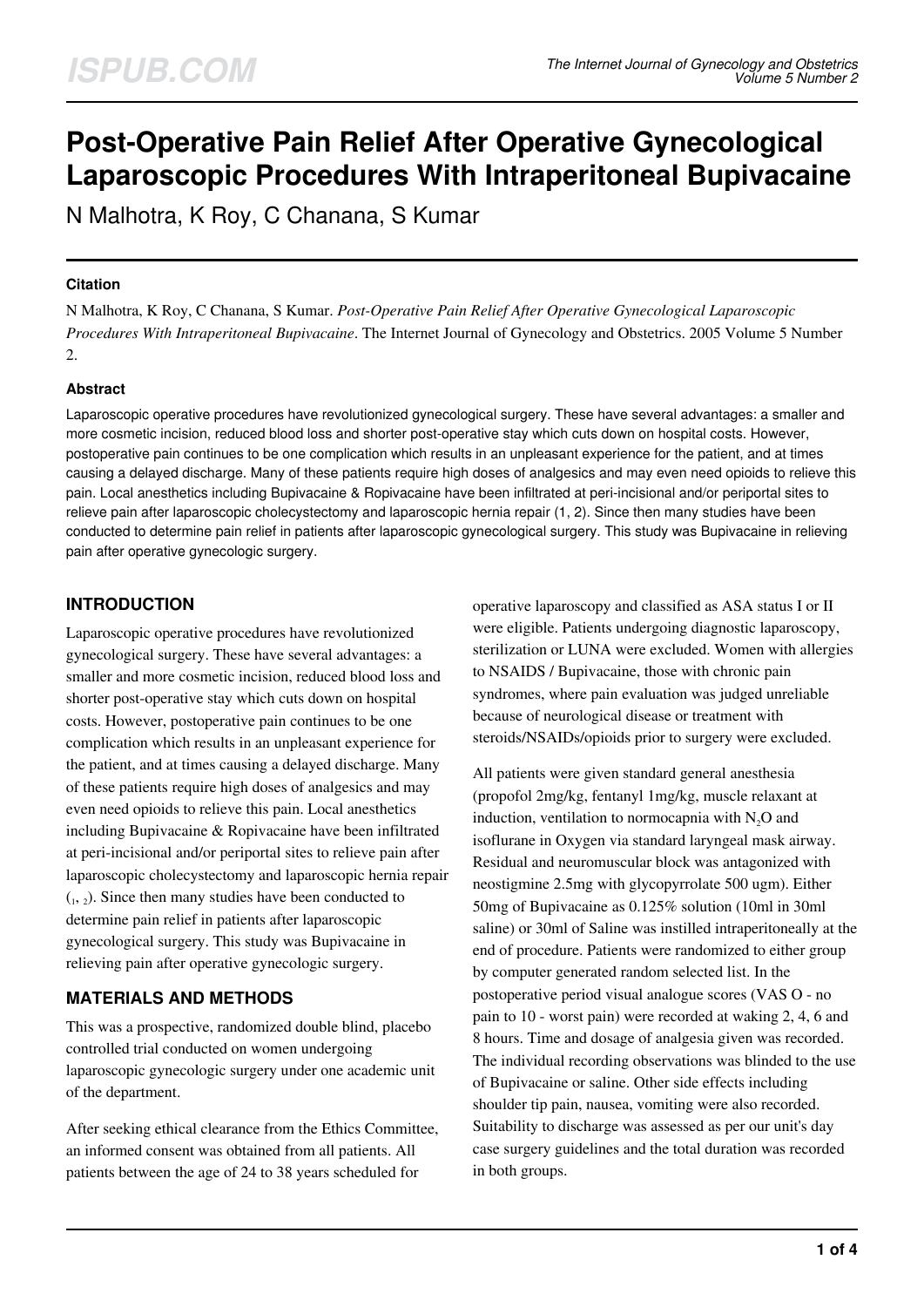# Post-Operative Pain Relief After Operative Gynecological Laparoscopic Procedures With Intraperitoneal Bupivacaine

N Malhotra, K Roy, C Chanana, S Kumar

### Citation

N Malhotra, K Roy, C Chanana, S Kumar. *Post-Operative Pain Relief After Operative Gynecological Laparoscopic Procedures With Intraperitoneal Bupivacaine*. The Internet Journal of Gynecology and Obstetrics. 2005 Volume 5 Number 2.

### Abstract

Laparoscopic operative procedures have revolutionized gynecological surgery. These have several advantages: a smaller and more cosmetic incision, reduced blood loss and shorter post-operative stay which cuts down on hospital costs. However, postoperative pain continues to be one complication which results in an unpleasant experience for the patient, and at times causing a delayed discharge. Many of these patients require high doses of analgesics and may even need opioids to relieve this pain. Local anesthetics including Bupivacaine & Ropivacaine have been infiltrated at peri-incisional and/or periportal sites to relieve pain after laparoscopic cholecystectomy and laparoscopic hernia repair (1, 2). Since then many studies have been conducted to determine pain relief in patients after laparoscopic gynecological surgery. This study was Bupivacaine in relieving pain after operative gynecologic surgery.

## INTRODUCTION

Laparoscopic operative procedures have revolutionized gynecological surgery. These have several advantages: a smaller and more cosmetic incision, reduced blood loss and shorter post-operative stay which cuts down on hospital costs. However, postoperative pain continues to be one complication which results in an unpleasant experience for the patient, and at times causing a delayed discharge. Many of these patients require high doses of analgesics and may even need opioids to relieve this pain. Local anesthetics including Bupivacaine & Ropivacaine have been infiltrated at peri-incisional and/or periportal sites to relieve pain after laparoscopic cholecystectomy and laparoscopic hernia repair ([1], [2]). Since then many studies have been conducted to determine pain relief in patients after laparoscopic gynecological surgery. This study was Bupivacaine in relieving pain after operative gynecologic surgery.

## MATERIALS AND METHODS

This was a prospective, randomized double blind, placebo controlled trial conducted on women undergoing laparoscopic gynecologic surgery under one academic unit of the department.

After seeking ethical clearance from the Ethics Committee, an informed consent was obtained from all patients. All patients between the age of 24 to 38 years scheduled for operative laparoscopy and classified as ASA status I or II were eligible. Patients undergoing diagnostic laparoscopy, sterilization or LUNA were excluded. Women with allergies to NSAIDS / Bupivacaine, those with chronic pain syndromes, where pain evaluation was judged unreliable because of neurological disease or treatment with steroids/NSAIDs/opioids prior to surgery were excluded.

All patients were given standard general anesthesia (propofol 2mg/kg, fentanyl 1mg/kg, muscle relaxant at induction, ventilation to normocapnia with $N_2O$ and isoflurane in Oxygen via standard laryngeal mask airway. Residual and neuromuscular block was antagonized with neostigmine 2.5mg with glycopyrrolate 500 ugm). Either 50mg of Bupivacaine as 0.125% solution (10ml in 30ml saline) or 30ml of Saline was instilled intraperitoneally at the end of procedure. Patients were randomized to either group by computer generated random selected list. In the postoperative period visual analogue scores (VAS O - no pain to 10 - worst pain) were recorded at waking 2, 4, 6 and 8 hours. Time and dosage of analgesia given was recorded. The individual recording observations was blinded to the use of Bupivacaine or saline. Other side effects including shoulder tip pain, nausea, vomiting were also recorded. Suitability to discharge was assessed as per our unit's day case surgery guidelines and the total duration was recorded in both groups.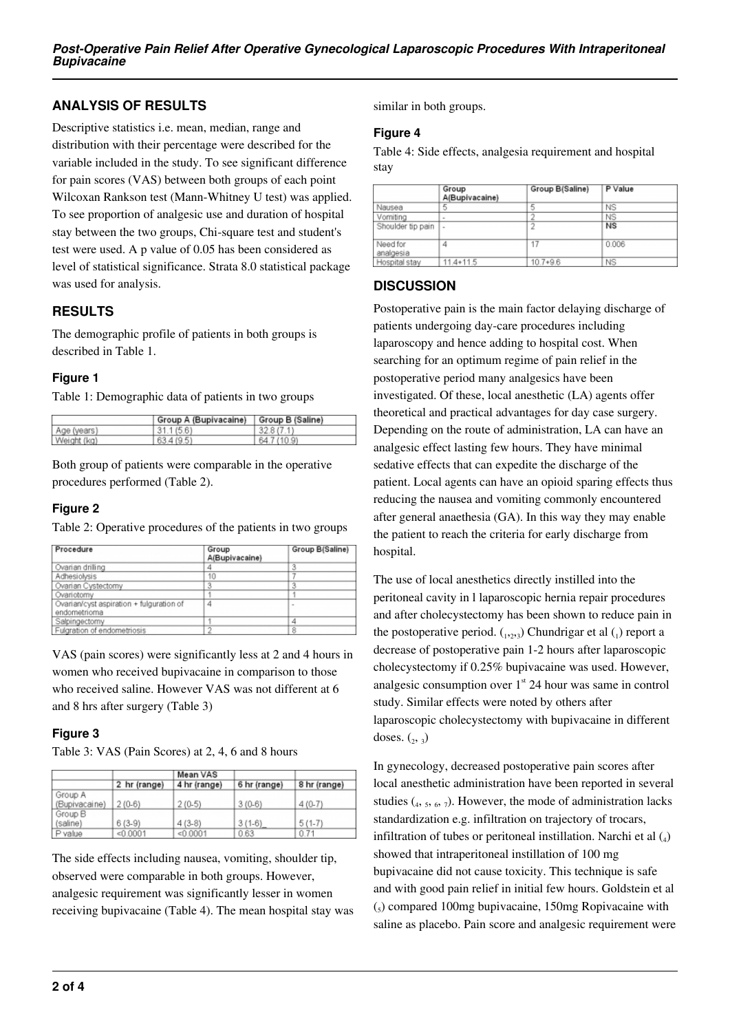## ANALYSIS OF RESULTS

Descriptive statistics i.e. mean, median, range and distribution with their percentage were described for the variable included in the study. To see significant difference for pain scores (VAS) between both groups of each point Wilcoxan Rankson test (Mann-Whitney U test) was applied. To see proportion of analgesic use and duration of hospital stay between the two groups, Chi-square test and student's test were used. A p value of 0.05 has been considered as level of statistical significance. Strata 8.0 statistical package was used for analysis.

## RESULTS

The demographic profile of patients in both groups is described in Table 1.

### Figure 1

Table 1: Demographic data of patients in two groups

| | Group A (Bupivacaine) | Group B (Saline) |
|---|---|---|
| Age (years) | 31.1 (5.6) | 32.8 (7.1) |
| Weight (kg) | 63.4 (9.5) | 64.7 (10.9) |

Both group of patients were comparable in the operative procedures performed (Table 2).

### Figure 2

Table 2: Operative procedures of the patients in two groups

| Procedure | Group A(Bupivacaine) | Group B(Saline) |
|---|---|---|
| Ovarian drilling | 4 | 3 |
| Adhesiolysis | 10 | 7 |
| Ovarian Cystectomy | 3 | 3 |
| Ovariotomy | 1 | 1 |
| Ovarian/cyst aspiration + fulguration of endometrioma | 4 | - |
| Salpingectomy | 1 | 4 |
| Fulgration of endometriosis | 2 | 8 |

VAS (pain scores) were significantly less at 2 and 4 hours in women who received bupivacaine in comparison to those who received saline. However VAS was not different at 6 and 8 hrs after surgery (Table 3)

### Figure 3

Table 3: VAS (Pain Scores) at 2, 4, 6 and 8 hours

| | Mean VAS | | | |
|---|---|---|---|---|
| | 2 hr (range) | 4 hr (range) | 6 hr (range) | 8 hr (range) |
| Group A (Bupivacaine) | 2 (0-6) | 2 (0-5) | 3 (0-6) | 4 (0-7) |
| Group B (saline) | 6 (3-9) | 4 (3-8) | 3 (1-6)_ | 5 (1-7) |
| P value | <0.0001 | <0.0001 | 0.63 | 0.71 |

The side effects including nausea, vomiting, shoulder tip, observed were comparable in both groups. However, analgesic requirement was significantly lesser in women receiving bupivacaine (Table 4). The mean hospital stay was similar in both groups.

### Figure 4

Table 4: Side effects, analgesia requirement and hospital stay

| | Group A(Bupivacaine) | Group B(Saline) | P Value |
|---|---|---|---|
| Nausea | 5 | 5 | NS |
| Vomiting | - | 2 | NS |
| Shoulder tip pain | - | 2 | **NS** |
| Need for analgesia | 4 | 17 | 0.006 |
| Hospital stay | 11.4+11.5 | 10.7+9.6 | NS |

## DISCUSSION

Postoperative pain is the main factor delaying discharge of patients undergoing day-care procedures including laparoscopy and hence adding to hospital cost. When searching for an optimum regime of pain relief in the postoperative period many analgesics have been investigated. Of these, local anesthetic (LA) agents offer theoretical and practical advantages for day case surgery. Depending on the route of administration, LA can have an analgesic effect lasting few hours. They have minimal sedative effects that can expedite the discharge of the patient. Local agents can have an opioid sparing effects thus reducing the nausea and vomiting commonly encountered after general anaesthesia (GA). In this way they may enable the patient to reach the criteria for early discharge from hospital.

The use of local anesthetics directly instilled into the peritoneal cavity in l laparoscopic hernia repair procedures and after cholecystectomy has been shown to reduce pain in the postoperative period. ([1,2,3]) Chundrigar et al ([1]) report a decrease of postoperative pain 1-2 hours after laparoscopic cholecystectomy if 0.25% bupivacaine was used. However, analgesic consumption over 1[st] 24 hour was same in control study. Similar effects were noted by others after laparoscopic cholecystectomy with bupivacaine in different doses. ([2, 3])

In gynecology, decreased postoperative pain scores after local anesthetic administration have been reported in several studies ([4, 5, 6, 7]). However, the mode of administration lacks standardization e.g. infiltration on trajectory of trocars, infiltration of tubes or peritoneal instillation. Narchi et al ([4]) showed that intraperitoneal instillation of 100 mg bupivacaine did not cause toxicity. This technique is safe and with good pain relief in initial few hours. Goldstein et al ([5]) compared 100mg bupivacaine, 150mg Ropivacaine with saline as placebo. Pain score and analgesic requirement were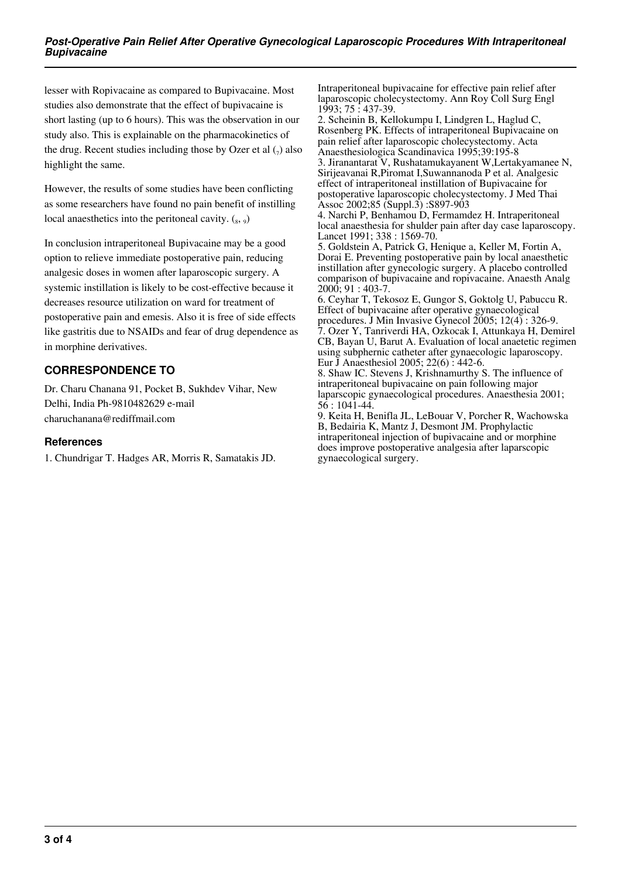lesser with Ropivacaine as compared to Bupivacaine. Most studies also demonstrate that the effect of bupivacaine is short lasting (up to 6 hours). This was the observation in our study also. This is explainable on the pharmacokinetics of the drug. Recent studies including those by Ozer et al (7) also highlight the same.

However, the results of some studies have been conflicting as some researchers have found no pain benefit of instilling local anaesthetics into the peritoneal cavity. (8, 9)

In conclusion intraperitoneal Bupivacaine may be a good option to relieve immediate postoperative pain, reducing analgesic doses in women after laparoscopic surgery. A systemic instillation is likely to be cost-effective because it decreases resource utilization on ward for treatment of postoperative pain and emesis. Also it is free of side effects like gastritis due to NSAIDs and fear of drug dependence as in morphine derivatives.

## CORRESPONDENCE TO

Dr. Charu Chanana 91, Pocket B, Sukhdev Vihar, New Delhi, India Ph-9810482629 e-mail charuchanana@rediffmail.com

### References

1. Chundrigar T. Hadges AR, Morris R, Samatakis JD. Intraperitoneal bupivacaine for effective pain relief after laparoscopic cholecystectomy. Ann Roy Coll Surg Engl 1993; 75 : 437-39.
2. Scheinin B, Kellokumpu I, Lindgren L, Haglud C, Rosenberg PK. Effects of intraperitoneal Bupivacaine on pain relief after laparoscopic cholecystectomy. Acta Anaesthesiologica Scandinavica 1995;39:195-8
3. Jiranantarat V, Rushatamukayanent W,Lertakyamanee N, Sirijeavanai R,Piromat I,Suwannanoda P et al. Analgesic effect of intraperitoneal instillation of Bupivacaine for postoperative laparoscopic cholecystectomy. J Med Thai Assoc 2002;85 (Suppl.3) :S897-903
4. Narchi P, Benhamou D, Fermamdez H. Intraperitoneal local anaesthesia for shulder pain after day case laparoscopy. Lancet 1991; 338 : 1569-70.
5. Goldstein A, Patrick G, Henique a, Keller M, Fortin A, Dorai E. Preventing postoperative pain by local anaesthetic instillation after gynecologic surgery. A placebo controlled comparison of bupivacaine and ropivacaine. Anaesth Analg 2000; 91 : 403-7.
6. Ceyhar T, Tekosoz E, Gungor S, Goktolg U, Pabuccu R. Effect of bupivacaine after operative gynaecological procedures. J Min Invasive Gynecol 2005; 12(4) : 326-9.
7. Ozer Y, Tanriverdi HA, Ozkocak I, Attunkaya H, Demirel CB, Bayan U, Barut A. Evaluation of local anaetetic regimen using subphernic catheter after gynaecologic laparoscopy. Eur J Anaesthesiol 2005; 22(6) : 442-6.
8. Shaw IC. Stevens J, Krishnamurthy S. The influence of intraperitoneal bupivacaine on pain following major laparscopic gynaecological procedures. Anaesthesia 2001; 56 : 1041-44.
9. Keita H, Benifla JL, LeBouar V, Porcher R, Wachowska B, Bedairia K, Mantz J, Desmont JM. Prophylactic intraperitoneal injection of bupivacaine and or morphine does improve postoperative analgesia after laparscopic gynaecological surgery.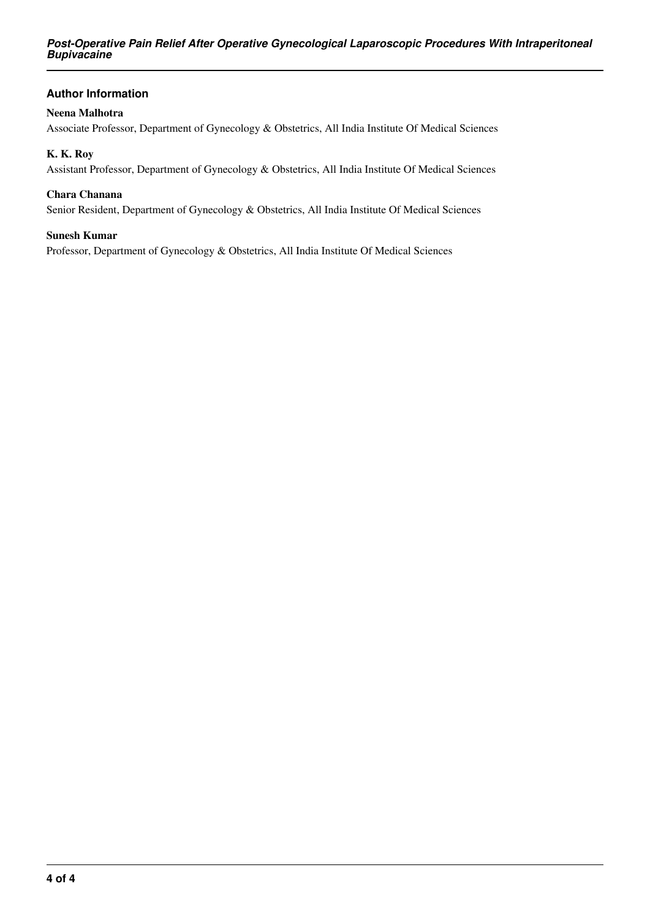## Author Information

**Neena Malhotra**

Associate Professor, Department of Gynecology & Obstetrics, All India Institute Of Medical Sciences

**K. K. Roy**

Assistant Professor, Department of Gynecology & Obstetrics, All India Institute Of Medical Sciences

**Chara Chanana**

Senior Resident, Department of Gynecology & Obstetrics, All India Institute Of Medical Sciences

**Sunesh Kumar**

Professor, Department of Gynecology & Obstetrics, All India Institute Of Medical Sciences